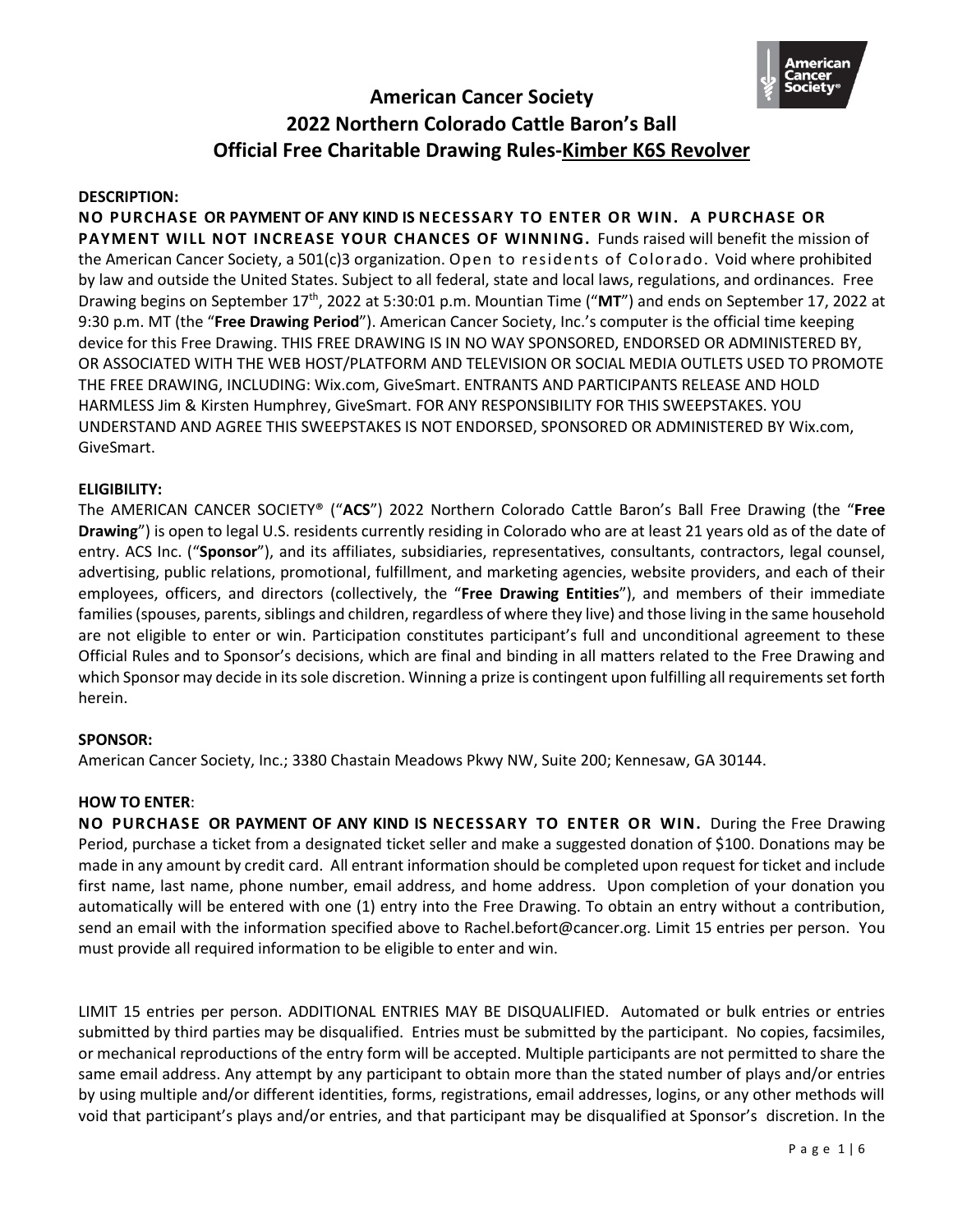# American Cancer Society
# 2022 Northern Colorado Cattle Baron's Ball
# Official Free Charitable Drawing Rules-Kimber K6S Revolver

**DESCRIPTION:**

**NO PURCHASE OR PAYMENT OF ANY KIND IS NECESSARY TO ENTER OR WIN. A PURCHASE OR PAYMENT WILL NOT INCREASE YOUR CHANCES OF WINNING.** Funds raised will benefit the mission of the American Cancer Society, a 501(c)3 organization. Open to residents of Colorado. Void where prohibited by law and outside the United States. Subject to all federal, state and local laws, regulations, and ordinances. Free Drawing begins on September 17th, 2022 at 5:30:01 p.m. Mountian Time ("**MT**") and ends on September 17, 2022 at 9:30 p.m. MT (the "**Free Drawing Period**"). American Cancer Society, Inc.'s computer is the official time keeping device for this Free Drawing. THIS FREE DRAWING IS IN NO WAY SPONSORED, ENDORSED OR ADMINISTERED BY, OR ASSOCIATED WITH THE WEB HOST/PLATFORM AND TELEVISION OR SOCIAL MEDIA OUTLETS USED TO PROMOTE THE FREE DRAWING, INCLUDING: Wix.com, GiveSmart. ENTRANTS AND PARTICIPANTS RELEASE AND HOLD HARMLESS Jim & Kirsten Humphrey, GiveSmart. FOR ANY RESPONSIBILITY FOR THIS SWEEPSTAKES. YOU UNDERSTAND AND AGREE THIS SWEEPSTAKES IS NOT ENDORSED, SPONSORED OR ADMINISTERED BY Wix.com, GiveSmart.

**ELIGIBILITY:**

The AMERICAN CANCER SOCIETY® ("**ACS**") 2022 Northern Colorado Cattle Baron's Ball Free Drawing (the "**Free Drawing**") is open to legal U.S. residents currently residing in Colorado who are at least 21 years old as of the date of entry. ACS Inc. ("**Sponsor**"), and its affiliates, subsidiaries, representatives, consultants, contractors, legal counsel, advertising, public relations, promotional, fulfillment, and marketing agencies, website providers, and each of their employees, officers, and directors (collectively, the "**Free Drawing Entities**"), and members of their immediate families (spouses, parents, siblings and children, regardless of where they live) and those living in the same household are not eligible to enter or win. Participation constitutes participant's full and unconditional agreement to these Official Rules and to Sponsor's decisions, which are final and binding in all matters related to the Free Drawing and which Sponsor may decide in its sole discretion. Winning a prize is contingent upon fulfilling all requirements set forth herein.

**SPONSOR:**

American Cancer Society, Inc.; 3380 Chastain Meadows Pkwy NW, Suite 200; Kennesaw, GA 30144.

**HOW TO ENTER:**

**NO PURCHASE OR PAYMENT OF ANY KIND IS NECESSARY TO ENTER OR WIN.** During the Free Drawing Period, purchase a ticket from a designated ticket seller and make a suggested donation of $100. Donations may be made in any amount by credit card. All entrant information should be completed upon request for ticket and include first name, last name, phone number, email address, and home address. Upon completion of your donation you automatically will be entered with one (1) entry into the Free Drawing. To obtain an entry without a contribution, send an email with the information specified above to Rachel.befort@cancer.org. Limit 15 entries per person. You must provide all required information to be eligible to enter and win.

LIMIT 15 entries per person. ADDITIONAL ENTRIES MAY BE DISQUALIFIED. Automated or bulk entries or entries submitted by third parties may be disqualified. Entries must be submitted by the participant. No copies, facsimiles, or mechanical reproductions of the entry form will be accepted. Multiple participants are not permitted to share the same email address. Any attempt by any participant to obtain more than the stated number of plays and/or entries by using multiple and/or different identities, forms, registrations, email addresses, logins, or any other methods will void that participant's plays and/or entries, and that participant may be disqualified at Sponsor's discretion. In the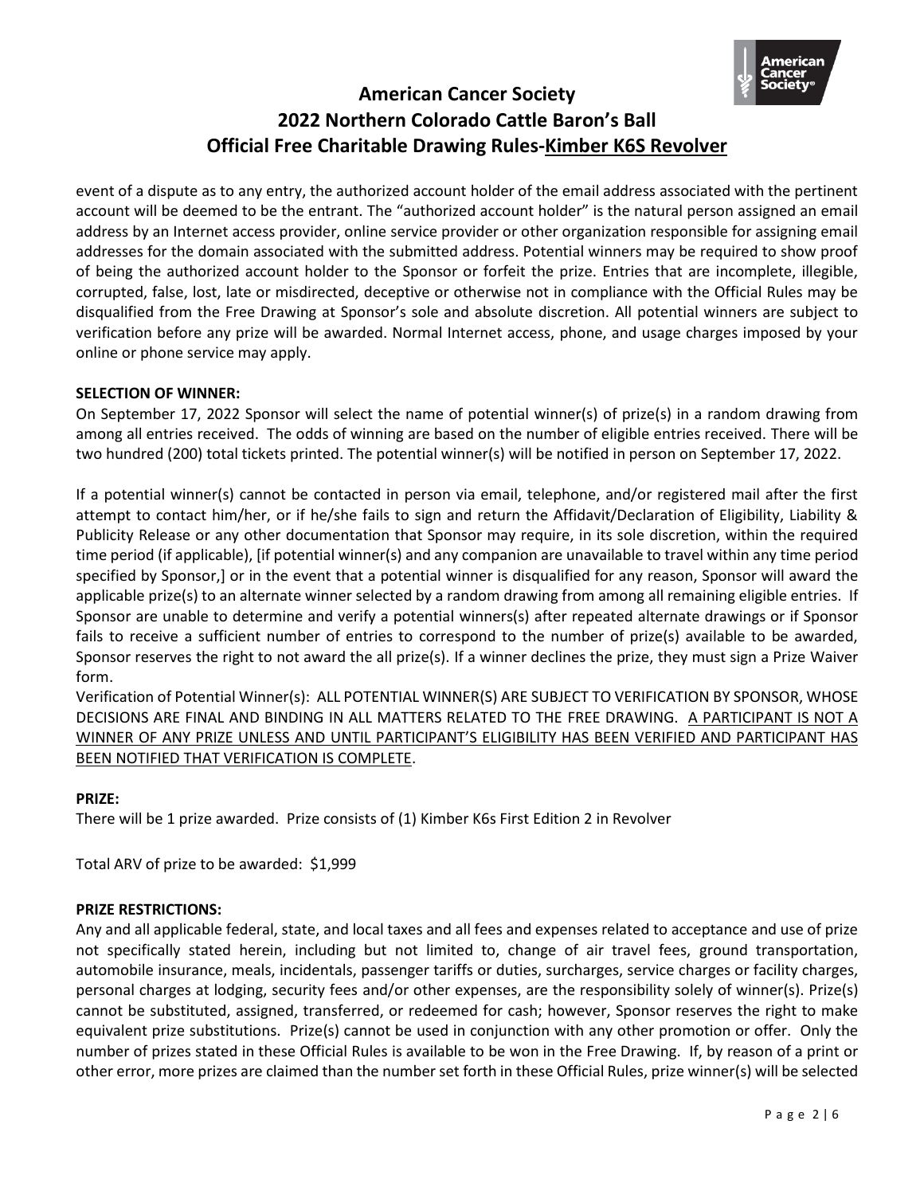event of a dispute as to any entry, the authorized account holder of the email address associated with the pertinent account will be deemed to be the entrant. The "authorized account holder" is the natural person assigned an email address by an Internet access provider, online service provider or other organization responsible for assigning email addresses for the domain associated with the submitted address. Potential winners may be required to show proof of being the authorized account holder to the Sponsor or forfeit the prize. Entries that are incomplete, illegible, corrupted, false, lost, late or misdirected, deceptive or otherwise not in compliance with the Official Rules may be disqualified from the Free Drawing at Sponsor's sole and absolute discretion. All potential winners are subject to verification before any prize will be awarded. Normal Internet access, phone, and usage charges imposed by your online or phone service may apply.

**SELECTION OF WINNER:**

On September 17, 2022 Sponsor will select the name of potential winner(s) of prize(s) in a random drawing from among all entries received. The odds of winning are based on the number of eligible entries received. There will be two hundred (200) total tickets printed. The potential winner(s) will be notified in person on September 17, 2022.

If a potential winner(s) cannot be contacted in person via email, telephone, and/or registered mail after the first attempt to contact him/her, or if he/she fails to sign and return the Affidavit/Declaration of Eligibility, Liability & Publicity Release or any other documentation that Sponsor may require, in its sole discretion, within the required time period (if applicable), [if potential winner(s) and any companion are unavailable to travel within any time period specified by Sponsor,] or in the event that a potential winner is disqualified for any reason, Sponsor will award the applicable prize(s) to an alternate winner selected by a random drawing from among all remaining eligible entries. If Sponsor are unable to determine and verify a potential winners(s) after repeated alternate drawings or if Sponsor fails to receive a sufficient number of entries to correspond to the number of prize(s) available to be awarded, Sponsor reserves the right to not award the all prize(s). If a winner declines the prize, they must sign a Prize Waiver form.

Verification of Potential Winner(s): ALL POTENTIAL WINNER(S) ARE SUBJECT TO VERIFICATION BY SPONSOR, WHOSE DECISIONS ARE FINAL AND BINDING IN ALL MATTERS RELATED TO THE FREE DRAWING. <u>A PARTICIPANT IS NOT A WINNER OF ANY PRIZE UNLESS AND UNTIL PARTICIPANT'S ELIGIBILITY HAS BEEN VERIFIED AND PARTICIPANT HAS BEEN NOTIFIED THAT VERIFICATION IS COMPLETE</u>.

**PRIZE:**

There will be 1 prize awarded. Prize consists of (1) Kimber K6s First Edition 2 in Revolver

Total ARV of prize to be awarded: $1,999

**PRIZE RESTRICTIONS:**

Any and all applicable federal, state, and local taxes and all fees and expenses related to acceptance and use of prize not specifically stated herein, including but not limited to, change of air travel fees, ground transportation, automobile insurance, meals, incidentals, passenger tariffs or duties, surcharges, service charges or facility charges, personal charges at lodging, security fees and/or other expenses, are the responsibility solely of winner(s). Prize(s) cannot be substituted, assigned, transferred, or redeemed for cash; however, Sponsor reserves the right to make equivalent prize substitutions. Prize(s) cannot be used in conjunction with any other promotion or offer. Only the number of prizes stated in these Official Rules is available to be won in the Free Drawing. If, by reason of a print or other error, more prizes are claimed than the number set forth in these Official Rules, prize winner(s) will be selected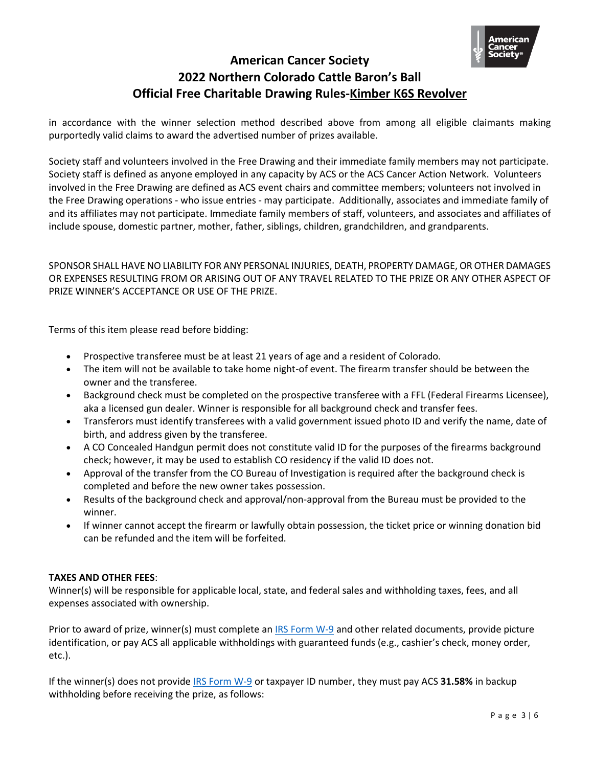in accordance with the winner selection method described above from among all eligible claimants making purportedly valid claims to award the advertised number of prizes available.

Society staff and volunteers involved in the Free Drawing and their immediate family members may not participate. Society staff is defined as anyone employed in any capacity by ACS or the ACS Cancer Action Network. Volunteers involved in the Free Drawing are defined as ACS event chairs and committee members; volunteers not involved in the Free Drawing operations - who issue entries - may participate. Additionally, associates and immediate family of and its affiliates may not participate. Immediate family members of staff, volunteers, and associates and affiliates of include spouse, domestic partner, mother, father, siblings, children, grandchildren, and grandparents.

SPONSOR SHALL HAVE NO LIABILITY FOR ANY PERSONAL INJURIES, DEATH, PROPERTY DAMAGE, OR OTHER DAMAGES OR EXPENSES RESULTING FROM OR ARISING OUT OF ANY TRAVEL RELATED TO THE PRIZE OR ANY OTHER ASPECT OF PRIZE WINNER'S ACCEPTANCE OR USE OF THE PRIZE.

Terms of this item please read before bidding:

- Prospective transferee must be at least 21 years of age and a resident of Colorado.
- The item will not be available to take home night-of event. The firearm transfer should be between the owner and the transferee.
- Background check must be completed on the prospective transferee with a FFL (Federal Firearms Licensee), aka a licensed gun dealer. Winner is responsible for all background check and transfer fees.
- Transferors must identify transferees with a valid government issued photo ID and verify the name, date of birth, and address given by the transferee.
- A CO Concealed Handgun permit does not constitute valid ID for the purposes of the firearms background check; however, it may be used to establish CO residency if the valid ID does not.
- Approval of the transfer from the CO Bureau of Investigation is required after the background check is completed and before the new owner takes possession.
- Results of the background check and approval/non-approval from the Bureau must be provided to the winner.
- If winner cannot accept the firearm or lawfully obtain possession, the ticket price or winning donation bid can be refunded and the item will be forfeited.

**TAXES AND OTHER FEES**:
Winner(s) will be responsible for applicable local, state, and federal sales and withholding taxes, fees, and all expenses associated with ownership.

Prior to award of prize, winner(s) must complete an [IRS Form W-9](IRS Form W-9) and other related documents, provide picture identification, or pay ACS all applicable withholdings with guaranteed funds (e.g., cashier's check, money order, etc.).

If the winner(s) does not provide [IRS Form W-9](IRS Form W-9) or taxpayer ID number, they must pay ACS **31.58%** in backup withholding before receiving the prize, as follows: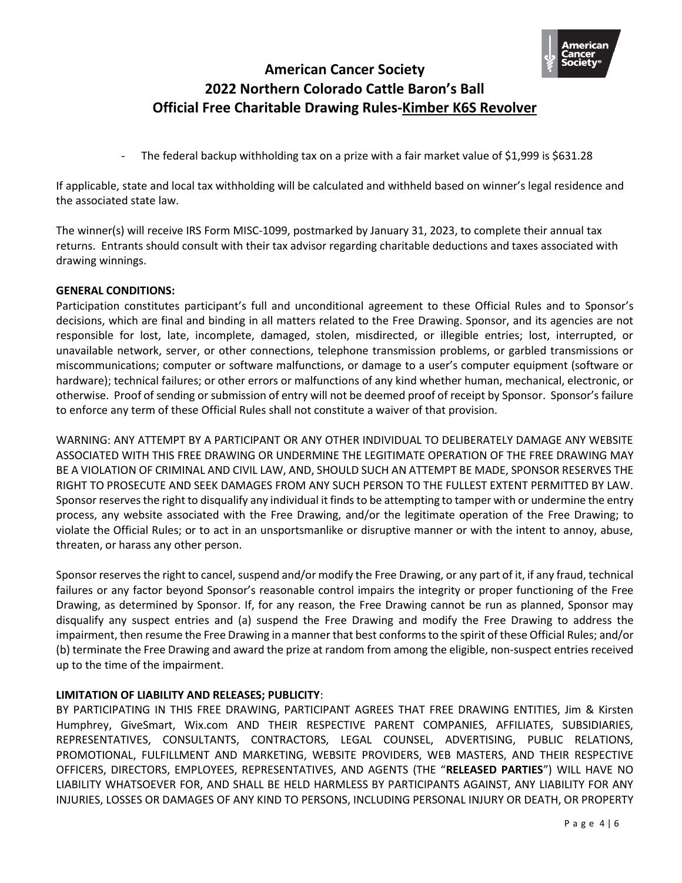- The federal backup withholding tax on a prize with a fair market value of $1,999 is $631.28

If applicable, state and local tax withholding will be calculated and withheld based on winner's legal residence and the associated state law.

The winner(s) will receive IRS Form MISC-1099, postmarked by January 31, 2023, to complete their annual tax returns. Entrants should consult with their tax advisor regarding charitable deductions and taxes associated with drawing winnings.

**GENERAL CONDITIONS:**

Participation constitutes participant's full and unconditional agreement to these Official Rules and to Sponsor's decisions, which are final and binding in all matters related to the Free Drawing. Sponsor, and its agencies are not responsible for lost, late, incomplete, damaged, stolen, misdirected, or illegible entries; lost, interrupted, or unavailable network, server, or other connections, telephone transmission problems, or garbled transmissions or miscommunications; computer or software malfunctions, or damage to a user's computer equipment (software or hardware); technical failures; or other errors or malfunctions of any kind whether human, mechanical, electronic, or otherwise. Proof of sending or submission of entry will not be deemed proof of receipt by Sponsor. Sponsor's failure to enforce any term of these Official Rules shall not constitute a waiver of that provision.

WARNING: ANY ATTEMPT BY A PARTICIPANT OR ANY OTHER INDIVIDUAL TO DELIBERATELY DAMAGE ANY WEBSITE ASSOCIATED WITH THIS FREE DRAWING OR UNDERMINE THE LEGITIMATE OPERATION OF THE FREE DRAWING MAY BE A VIOLATION OF CRIMINAL AND CIVIL LAW, AND, SHOULD SUCH AN ATTEMPT BE MADE, SPONSOR RESERVES THE RIGHT TO PROSECUTE AND SEEK DAMAGES FROM ANY SUCH PERSON TO THE FULLEST EXTENT PERMITTED BY LAW. Sponsor reserves the right to disqualify any individual it finds to be attempting to tamper with or undermine the entry process, any website associated with the Free Drawing, and/or the legitimate operation of the Free Drawing; to violate the Official Rules; or to act in an unsportsmanlike or disruptive manner or with the intent to annoy, abuse, threaten, or harass any other person.

Sponsor reserves the right to cancel, suspend and/or modify the Free Drawing, or any part of it, if any fraud, technical failures or any factor beyond Sponsor's reasonable control impairs the integrity or proper functioning of the Free Drawing, as determined by Sponsor. If, for any reason, the Free Drawing cannot be run as planned, Sponsor may disqualify any suspect entries and (a) suspend the Free Drawing and modify the Free Drawing to address the impairment, then resume the Free Drawing in a manner that best conforms to the spirit of these Official Rules; and/or (b) terminate the Free Drawing and award the prize at random from among the eligible, non-suspect entries received up to the time of the impairment.

**LIMITATION OF LIABILITY AND RELEASES; PUBLICITY**:

BY PARTICIPATING IN THIS FREE DRAWING, PARTICIPANT AGREES THAT FREE DRAWING ENTITIES, Jim & Kirsten Humphrey, GiveSmart, Wix.com AND THEIR RESPECTIVE PARENT COMPANIES, AFFILIATES, SUBSIDIARIES, REPRESENTATIVES, CONSULTANTS, CONTRACTORS, LEGAL COUNSEL, ADVERTISING, PUBLIC RELATIONS, PROMOTIONAL, FULFILLMENT AND MARKETING, WEBSITE PROVIDERS, WEB MASTERS, AND THEIR RESPECTIVE OFFICERS, DIRECTORS, EMPLOYEES, REPRESENTATIVES, AND AGENTS (THE "**RELEASED PARTIES**") WILL HAVE NO LIABILITY WHATSOEVER FOR, AND SHALL BE HELD HARMLESS BY PARTICIPANTS AGAINST, ANY LIABILITY FOR ANY INJURIES, LOSSES OR DAMAGES OF ANY KIND TO PERSONS, INCLUDING PERSONAL INJURY OR DEATH, OR PROPERTY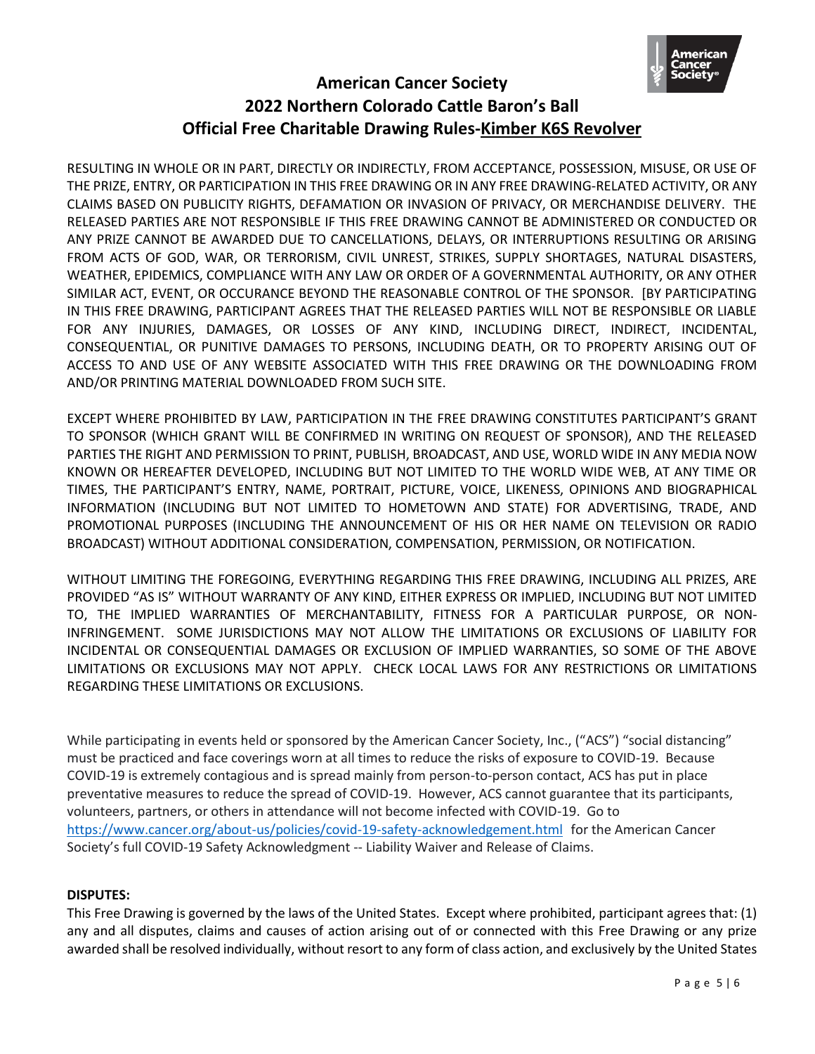# American Cancer Society
## 2022 Northern Colorado Cattle Baron's Ball
## Official Free Charitable Drawing Rules-Kimber K6S Revolver

RESULTING IN WHOLE OR IN PART, DIRECTLY OR INDIRECTLY, FROM ACCEPTANCE, POSSESSION, MISUSE, OR USE OF THE PRIZE, ENTRY, OR PARTICIPATION IN THIS FREE DRAWING OR IN ANY FREE DRAWING-RELATED ACTIVITY, OR ANY CLAIMS BASED ON PUBLICITY RIGHTS, DEFAMATION OR INVASION OF PRIVACY, OR MERCHANDISE DELIVERY. THE RELEASED PARTIES ARE NOT RESPONSIBLE IF THIS FREE DRAWING CANNOT BE ADMINISTERED OR CONDUCTED OR ANY PRIZE CANNOT BE AWARDED DUE TO CANCELLATIONS, DELAYS, OR INTERRUPTIONS RESULTING OR ARISING FROM ACTS OF GOD, WAR, OR TERRORISM, CIVIL UNREST, STRIKES, SUPPLY SHORTAGES, NATURAL DISASTERS, WEATHER, EPIDEMICS, COMPLIANCE WITH ANY LAW OR ORDER OF A GOVERNMENTAL AUTHORITY, OR ANY OTHER SIMILAR ACT, EVENT, OR OCCURANCE BEYOND THE REASONABLE CONTROL OF THE SPONSOR. [BY PARTICIPATING IN THIS FREE DRAWING, PARTICIPANT AGREES THAT THE RELEASED PARTIES WILL NOT BE RESPONSIBLE OR LIABLE FOR ANY INJURIES, DAMAGES, OR LOSSES OF ANY KIND, INCLUDING DIRECT, INDIRECT, INCIDENTAL, CONSEQUENTIAL, OR PUNITIVE DAMAGES TO PERSONS, INCLUDING DEATH, OR TO PROPERTY ARISING OUT OF ACCESS TO AND USE OF ANY WEBSITE ASSOCIATED WITH THIS FREE DRAWING OR THE DOWNLOADING FROM AND/OR PRINTING MATERIAL DOWNLOADED FROM SUCH SITE.

EXCEPT WHERE PROHIBITED BY LAW, PARTICIPATION IN THE FREE DRAWING CONSTITUTES PARTICIPANT'S GRANT TO SPONSOR (WHICH GRANT WILL BE CONFIRMED IN WRITING ON REQUEST OF SPONSOR), AND THE RELEASED PARTIES THE RIGHT AND PERMISSION TO PRINT, PUBLISH, BROADCAST, AND USE, WORLD WIDE IN ANY MEDIA NOW KNOWN OR HEREAFTER DEVELOPED, INCLUDING BUT NOT LIMITED TO THE WORLD WIDE WEB, AT ANY TIME OR TIMES, THE PARTICIPANT'S ENTRY, NAME, PORTRAIT, PICTURE, VOICE, LIKENESS, OPINIONS AND BIOGRAPHICAL INFORMATION (INCLUDING BUT NOT LIMITED TO HOMETOWN AND STATE) FOR ADVERTISING, TRADE, AND PROMOTIONAL PURPOSES (INCLUDING THE ANNOUNCEMENT OF HIS OR HER NAME ON TELEVISION OR RADIO BROADCAST) WITHOUT ADDITIONAL CONSIDERATION, COMPENSATION, PERMISSION, OR NOTIFICATION.

WITHOUT LIMITING THE FOREGOING, EVERYTHING REGARDING THIS FREE DRAWING, INCLUDING ALL PRIZES, ARE PROVIDED "AS IS" WITHOUT WARRANTY OF ANY KIND, EITHER EXPRESS OR IMPLIED, INCLUDING BUT NOT LIMITED TO, THE IMPLIED WARRANTIES OF MERCHANTABILITY, FITNESS FOR A PARTICULAR PURPOSE, OR NON-INFRINGEMENT. SOME JURISDICTIONS MAY NOT ALLOW THE LIMITATIONS OR EXCLUSIONS OF LIABILITY FOR INCIDENTAL OR CONSEQUENTIAL DAMAGES OR EXCLUSION OF IMPLIED WARRANTIES, SO SOME OF THE ABOVE LIMITATIONS OR EXCLUSIONS MAY NOT APPLY. CHECK LOCAL LAWS FOR ANY RESTRICTIONS OR LIMITATIONS REGARDING THESE LIMITATIONS OR EXCLUSIONS.

While participating in events held or sponsored by the American Cancer Society, Inc., ("ACS") "social distancing" must be practiced and face coverings worn at all times to reduce the risks of exposure to COVID-19. Because COVID-19 is extremely contagious and is spread mainly from person-to-person contact, ACS has put in place preventative measures to reduce the spread of COVID-19. However, ACS cannot guarantee that its participants, volunteers, partners, or others in attendance will not become infected with COVID-19. Go to https://www.cancer.org/about-us/policies/covid-19-safety-acknowledgement.html for the American Cancer Society's full COVID-19 Safety Acknowledgment -- Liability Waiver and Release of Claims.

**DISPUTES:**

This Free Drawing is governed by the laws of the United States. Except where prohibited, participant agrees that: (1) any and all disputes, claims and causes of action arising out of or connected with this Free Drawing or any prize awarded shall be resolved individually, without resort to any form of class action, and exclusively by the United States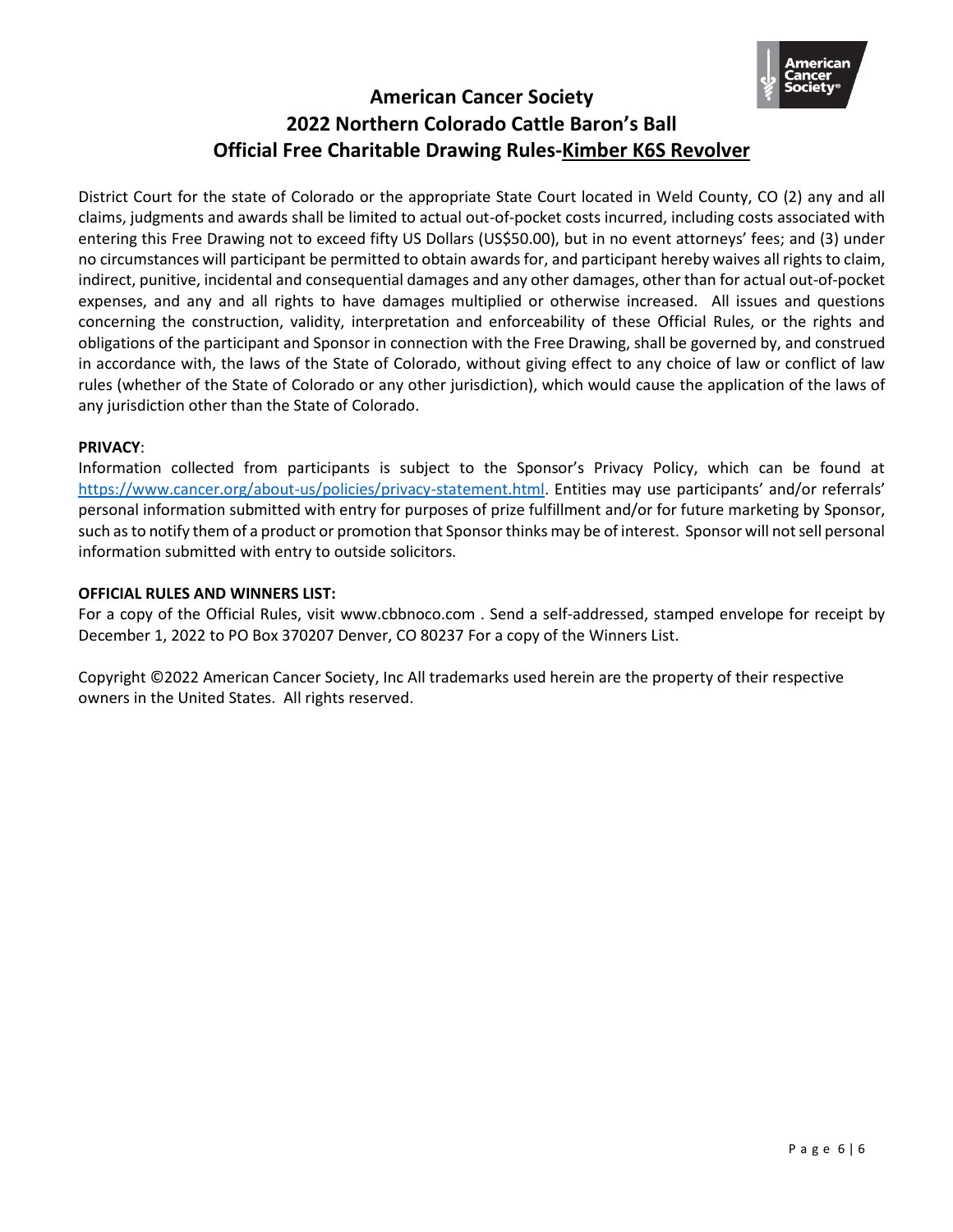District Court for the state of Colorado or the appropriate State Court located in Weld County, CO (2) any and all claims, judgments and awards shall be limited to actual out-of-pocket costs incurred, including costs associated with entering this Free Drawing not to exceed fifty US Dollars (US$50.00), but in no event attorneys' fees; and (3) under no circumstances will participant be permitted to obtain awards for, and participant hereby waives all rights to claim, indirect, punitive, incidental and consequential damages and any other damages, other than for actual out-of-pocket expenses, and any and all rights to have damages multiplied or otherwise increased. All issues and questions concerning the construction, validity, interpretation and enforceability of these Official Rules, or the rights and obligations of the participant and Sponsor in connection with the Free Drawing, shall be governed by, and construed in accordance with, the laws of the State of Colorado, without giving effect to any choice of law or conflict of law rules (whether of the State of Colorado or any other jurisdiction), which would cause the application of the laws of any jurisdiction other than the State of Colorado.

**PRIVACY**:
Information collected from participants is subject to the Sponsor's Privacy Policy, which can be found at https://www.cancer.org/about-us/policies/privacy-statement.html. Entities may use participants' and/or referrals' personal information submitted with entry for purposes of prize fulfillment and/or for future marketing by Sponsor, such as to notify them of a product or promotion that Sponsor thinks may be of interest. Sponsor will not sell personal information submitted with entry to outside solicitors.

**OFFICIAL RULES AND WINNERS LIST:**
For a copy of the Official Rules, visit www.cbbnoco.com . Send a self-addressed, stamped envelope for receipt by December 1, 2022 to PO Box 370207 Denver, CO 80237 For a copy of the Winners List.

Copyright ©2022 American Cancer Society, Inc All trademarks used herein are the property of their respective owners in the United States. All rights reserved.